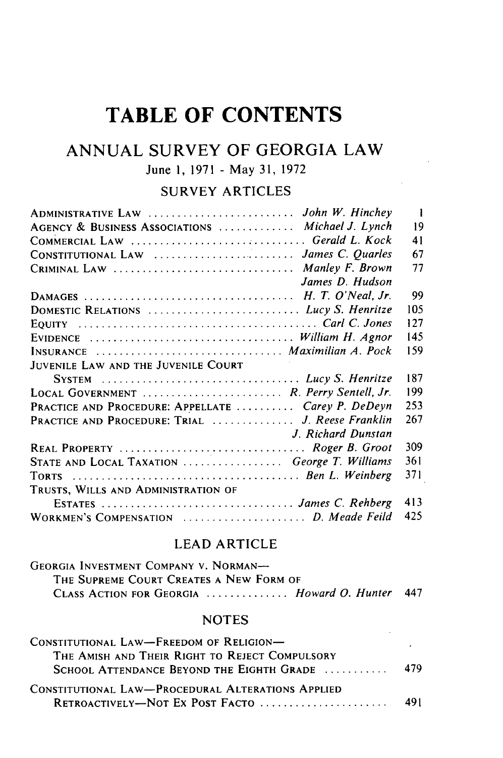# TABLE OF CONTENTS

## ANNUAL SURVEY OF GEORGIA LAW

June 1, 1971 - May 31, 1972

### SURVEY ARTICLES

| | | |
|---|---|---|
| ADMINISTRATIVE LAW | *John W. Hinchey* | 1 |
| AGENCY & BUSINESS ASSOCIATIONS | *Michael J. Lynch* | 19 |
| COMMERCIAL LAW | *Gerald L. Kock* | 41 |
| CONSTITUTIONAL LAW | *James C. Quarles* | 67 |
| CRIMINAL LAW | *Manley F. Brown* *James D. Hudson* | 77 |
| DAMAGES | *H. T. O'Neal, Jr.* | 99 |
| DOMESTIC RELATIONS | *Lucy S. Henritze* | 105 |
| EQUITY | *Carl C. Jones* | 127 |
| EVIDENCE | *William H. Agnor* | 145 |
| INSURANCE | *Maximilian A. Pock* | 159 |
| JUVENILE LAW AND THE JUVENILE COURT SYSTEM | *Lucy S. Henritze* | 187 |
| LOCAL GOVERNMENT | *R. Perry Sentell, Jr.* | 199 |
| PRACTICE AND PROCEDURE: APPELLATE | *Carey P. DeDeyn* | 253 |
| PRACTICE AND PROCEDURE: TRIAL | *J. Reese Franklin* *J. Richard Dunstan* | 267 |
| REAL PROPERTY | *Roger B. Groot* | 309 |
| STATE AND LOCAL TAXATION | *George T. Williams* | 361 |
| TORTS | *Ben L. Weinberg* | 371 |
| TRUSTS, WILLS AND ADMINISTRATION OF ESTATES | *James C. Rehberg* | 413 |
| WORKMEN'S COMPENSATION | *D. Meade Feild* | 425 |

### LEAD ARTICLE

| | | |
|---|---|---|
| GEORGIA INVESTMENT COMPANY V. NORMAN—THE SUPREME COURT CREATES A NEW FORM OF CLASS ACTION FOR GEORGIA | *Howard O. Hunter* | 447 |

### NOTES

| | |
|---|---|
| CONSTITUTIONAL LAW—FREEDOM OF RELIGION—THE AMISH AND THEIR RIGHT TO REJECT COMPULSORY SCHOOL ATTENDANCE BEYOND THE EIGHTH GRADE | 479 |
| CONSTITUTIONAL LAW—PROCEDURAL ALTERATIONS APPLIED RETROACTIVELY—NOT EX POST FACTO | 491 |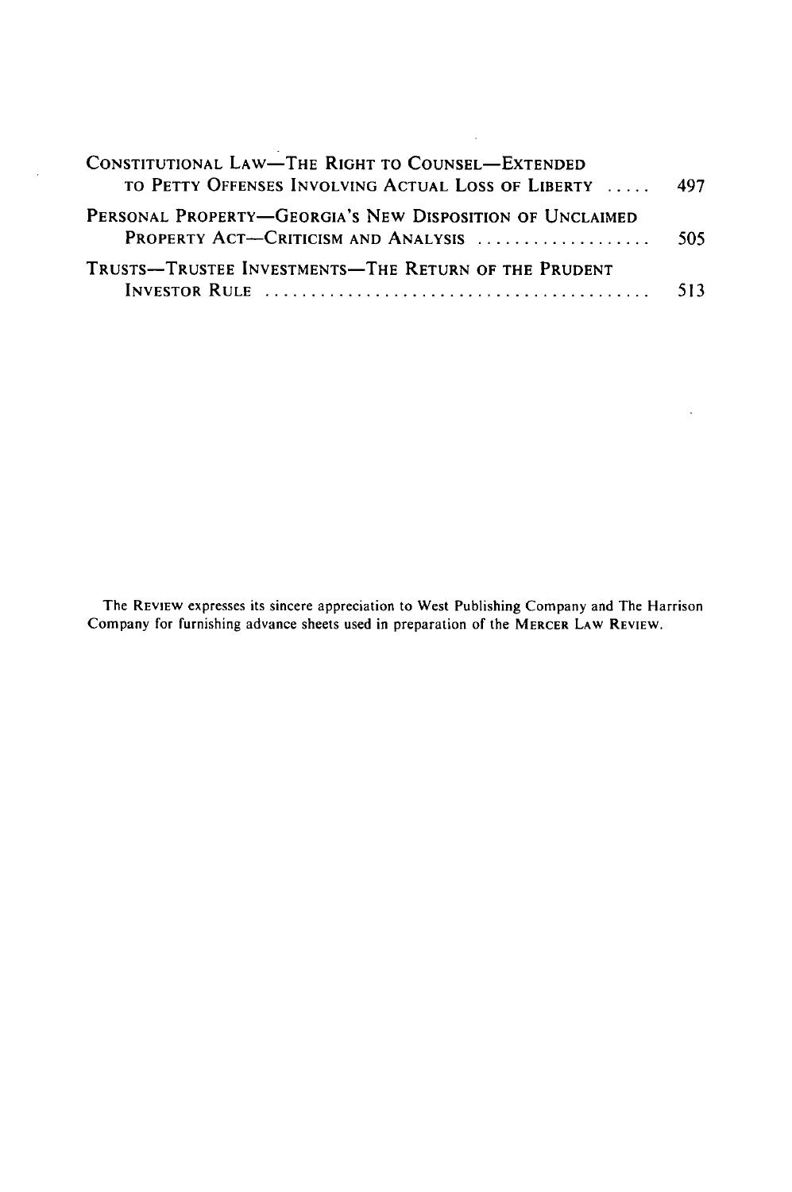CONSTITUTIONAL LAW—THE RIGHT TO COUNSEL—EXTENDED TO PETTY OFFENSES INVOLVING ACTUAL LOSS OF LIBERTY ..... 497

PERSONAL PROPERTY—GEORGIA'S NEW DISPOSITION OF UNCLAIMED PROPERTY ACT—CRITICISM AND ANALYSIS .................. 505

TRUSTS—TRUSTEE INVESTMENTS—THE RETURN OF THE PRUDENT INVESTOR RULE .......................................... 513

The REVIEW expresses its sincere appreciation to West Publishing Company and The Harrison Company for furnishing advance sheets used in preparation of the MERCER LAW REVIEW.